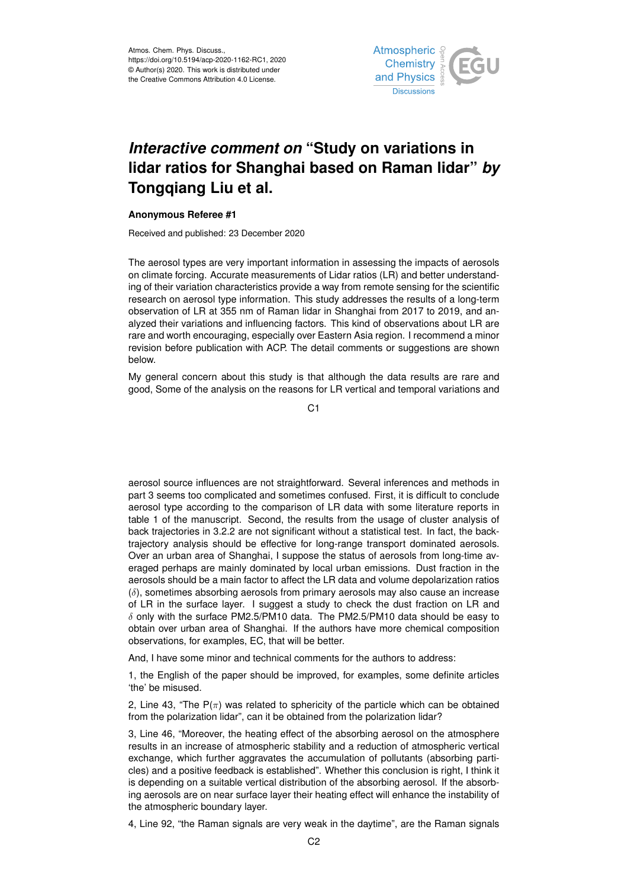Atmos. Chem. Phys. Discuss.,
https://doi.org/10.5194/acp-2020-1162-RC1, 2020
© Author(s) 2020. This work is distributed under
the Creative Commons Attribution 4.0 License.

# *Interactive comment on* "Study on variations in lidar ratios for Shanghai based on Raman lidar" *by* Tongqiang Liu et al.

**Anonymous Referee #1**

Received and published: 23 December 2020

The aerosol types are very important information in assessing the impacts of aerosols on climate forcing. Accurate measurements of Lidar ratios (LR) and better understanding of their variation characteristics provide a way from remote sensing for the scientific research on aerosol type information. This study addresses the results of a long-term observation of LR at 355 nm of Raman lidar in Shanghai from 2017 to 2019, and analyzed their variations and influencing factors. This kind of observations about LR are rare and worth encouraging, especially over Eastern Asia region. I recommend a minor revision before publication with ACP. The detail comments or suggestions are shown below.

My general concern about this study is that although the data results are rare and good, Some of the analysis on the reasons for LR vertical and temporal variations and aerosol source influences are not straightforward. Several inferences and methods in part 3 seems too complicated and sometimes confused. First, it is difficult to conclude aerosol type according to the comparison of LR data with some literature reports in table 1 of the manuscript. Second, the results from the usage of cluster analysis of back trajectories in 3.2.2 are not significant without a statistical test. In fact, the back-trajectory analysis should be effective for long-range transport dominated aerosols. Over an urban area of Shanghai, I suppose the status of aerosols from long-time averaged perhaps are mainly dominated by local urban emissions. Dust fraction in the aerosols should be a main factor to affect the LR data and volume depolarization ratios ($\delta$), sometimes absorbing aerosols from primary aerosols may also cause an increase of LR in the surface layer. I suggest a study to check the dust fraction on LR and $\delta$ only with the surface PM2.5/PM10 data. The PM2.5/PM10 data should be easy to obtain over urban area of Shanghai. If the authors have more chemical composition observations, for examples, EC, that will be better.

And, I have some minor and technical comments for the authors to address:

1, the English of the paper should be improved, for examples, some definite articles 'the' be misused.

2, Line 43, "The $P(\pi)$ was related to sphericity of the particle which can be obtained from the polarization lidar", can it be obtained from the polarization lidar?

3, Line 46, "Moreover, the heating effect of the absorbing aerosol on the atmosphere results in an increase of atmospheric stability and a reduction of atmospheric vertical exchange, which further aggravates the accumulation of pollutants (absorbing particles) and a positive feedback is established". Whether this conclusion is right, I think it is depending on a suitable vertical distribution of the absorbing aerosol. If the absorbing aerosols are on near surface layer their heating effect will enhance the instability of the atmospheric boundary layer.

4, Line 92, "the Raman signals are very weak in the daytime", are the Raman signals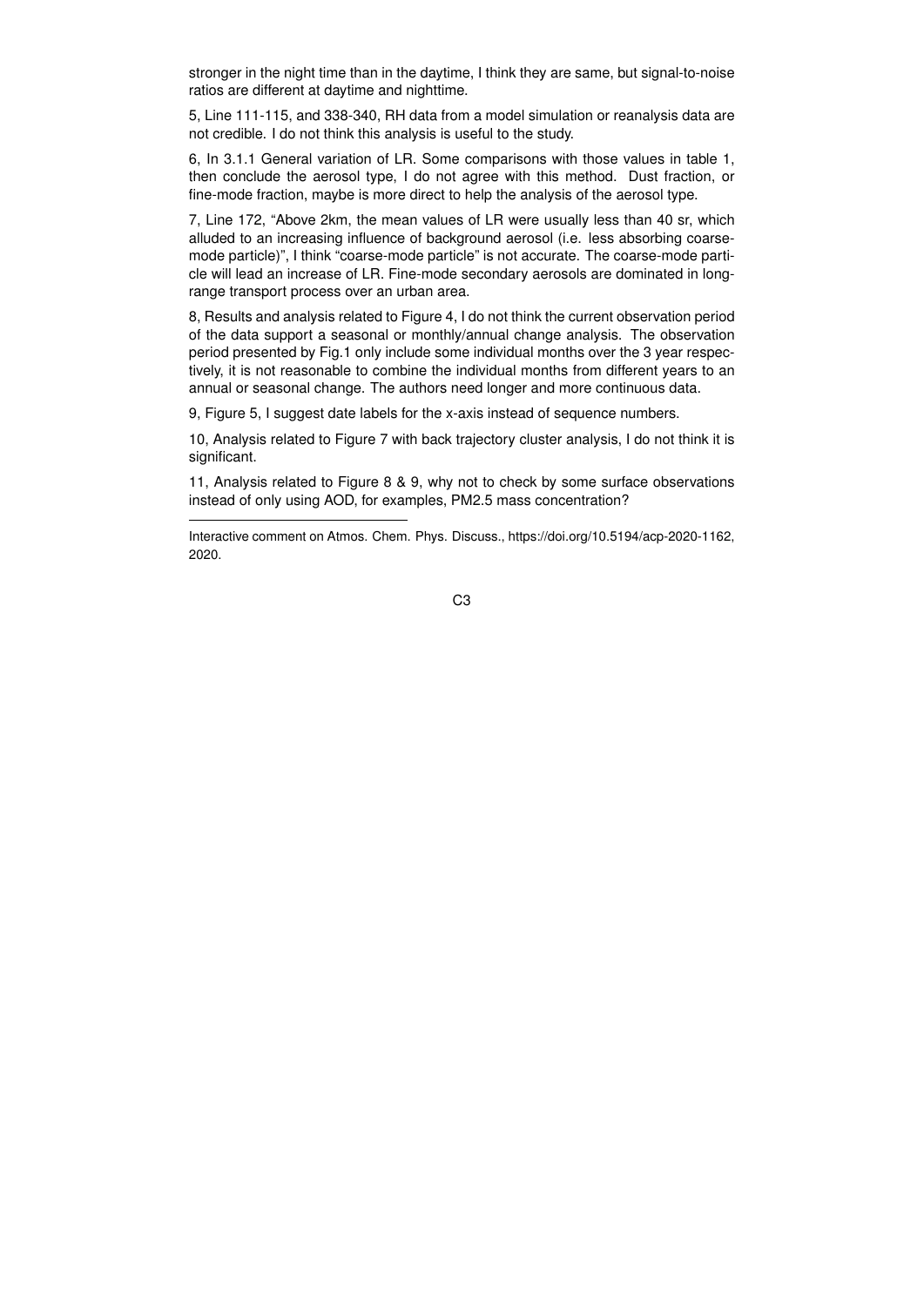stronger in the night time than in the daytime, I think they are same, but signal-to-noise ratios are different at daytime and nighttime.

5, Line 111-115, and 338-340, RH data from a model simulation or reanalysis data are not credible. I do not think this analysis is useful to the study.

6, In 3.1.1 General variation of LR. Some comparisons with those values in table 1, then conclude the aerosol type, I do not agree with this method. Dust fraction, or fine-mode fraction, maybe is more direct to help the analysis of the aerosol type.

7, Line 172, "Above 2km, the mean values of LR were usually less than 40 sr, which alluded to an increasing influence of background aerosol (i.e. less absorbing coarse-mode particle)", I think "coarse-mode particle" is not accurate. The coarse-mode particle will lead an increase of LR. Fine-mode secondary aerosols are dominated in long-range transport process over an urban area.

8, Results and analysis related to Figure 4, I do not think the current observation period of the data support a seasonal or monthly/annual change analysis. The observation period presented by Fig.1 only include some individual months over the 3 year respectively, it is not reasonable to combine the individual months from different years to an annual or seasonal change. The authors need longer and more continuous data.

9, Figure 5, I suggest date labels for the x-axis instead of sequence numbers.

10, Analysis related to Figure 7 with back trajectory cluster analysis, I do not think it is significant.

11, Analysis related to Figure 8 & 9, why not to check by some surface observations instead of only using AOD, for examples, PM2.5 mass concentration?

---

Interactive comment on Atmos. Chem. Phys. Discuss., https://doi.org/10.5194/acp-2020-1162, 2020.